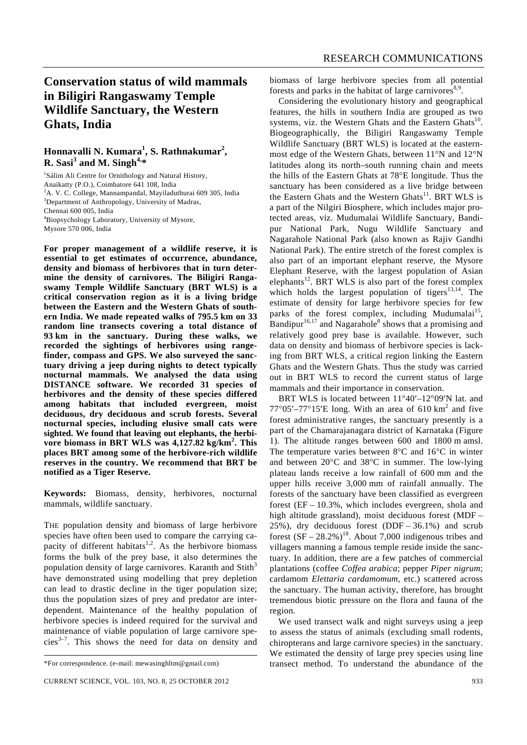# Conservation status of wild mammals in Biligiri Rangaswamy Temple Wildlife Sanctuary, the Western Ghats, India

**Honnavalli N. Kumara[1], S. Rathnakumar[2], R. Sasi[3] and M. Singh[4,*]**

[1]Sálim Ali Centre for Ornithology and Natural History, Anaikatty (P.O.), Coimbatore 641 108, India
[2]A. V. C. College, Mannampandal, Mayiladuthurai 609 305, India
[3]Department of Anthropology, University of Madras, Chennai 600 005, India
[4]Biopsychology Laboratory, University of Mysore, Mysore 570 006, India

**For proper management of a wildlife reserve, it is essential to get estimates of occurrence, abundance, density and biomass of herbivores that in turn determine the density of carnivores. The Biligiri Rangaswamy Temple Wildlife Sanctuary (BRT WLS) is a critical conservation region as it is a living bridge between the Eastern and the Western Ghats of southern India. We made repeated walks of 795.5 km on 33 random line transects covering a total distance of 93 km in the sanctuary. During these walks, we recorded the sightings of herbivores using range-finder, compass and GPS. We also surveyed the sanctuary driving a jeep during nights to detect typically nocturnal mammals. We analysed the data using DISTANCE software. We recorded 31 species of herbivores and the density of these species differed among habitats that included evergreen, moist deciduous, dry deciduous and scrub forests. Several nocturnal species, including elusive small cats were sighted. We found that leaving out elephants, the herbivore biomass in BRT WLS was 4,127.82 kg/km$^2$. This places BRT among some of the herbivore-rich wildlife reserves in the country. We recommend that BRT be notified as a Tiger Reserve.**

**Keywords:** Biomass, density, herbivores, nocturnal mammals, wildlife sanctuary.

THE population density and biomass of large herbivore species have often been used to compare the carrying capacity of different habitats[1,2]. As the herbivore biomass forms the bulk of the prey base, it also determines the population density of large carnivores. Karanth and Stith[3] have demonstrated using modelling that prey depletion can lead to drastic decline in the tiger population size; thus the population sizes of prey and predator are interdependent. Maintenance of the healthy population of herbivore species is indeed required for the survival and maintenance of viable population of large carnivore species[3–7]. This shows the need for data on density and biomass of large herbivore species from all potential forests and parks in the habitat of large carnivores[8,9].

Considering the evolutionary history and geographical features, the hills in southern India are grouped as two systems, viz. the Western Ghats and the Eastern Ghats[10]. Biogeographically, the Biligiri Rangaswamy Temple Wildlife Sanctuary (BRT WLS) is located at the easternmost edge of the Western Ghats, between 11°N and 12°N latitudes along its north–south running chain and meets the hills of the Eastern Ghats at 78°E longitude. Thus the sanctuary has been considered as a live bridge between the Eastern Ghats and the Western Ghats[11]. BRT WLS is a part of the Nilgiri Biosphere, which includes major protected areas, viz. Mudumalai Wildlife Sanctuary, Bandipur National Park, Nugu Wildlife Sanctuary and Nagarahole National Park (also known as Rajiv Gandhi National Park). The entire stretch of the forest complex is also part of an important elephant reserve, the Mysore Elephant Reserve, with the largest population of Asian elephants[12]. BRT WLS is also part of the forest complex which holds the largest population of tigers[13,14]. The estimate of density for large herbivore species for few parks of the forest complex, including Mudumalai[15], Bandipur[16,17] and Nagarahole[8] shows that a promising and relatively good prey base is available. However, such data on density and biomass of herbivore species is lacking from BRT WLS, a critical region linking the Eastern Ghats and the Western Ghats. Thus the study was carried out in BRT WLS to record the current status of large mammals and their importance in conservation.

BRT WLS is located between 11°40′–12°09′N lat. and 77°05′–77°15′E long. With an area of 610 km$^2$ and five forest administrative ranges, the sanctuary presently is a part of the Chamarajanagara district of Karnataka (Figure 1). The altitude ranges between 600 and 1800 m amsl. The temperature varies between 8°C and 16°C in winter and between 20°C and 38°C in summer. The low-lying plateau lands receive a low rainfall of 600 mm and the upper hills receive 3,000 mm of rainfall annually. The forests of the sanctuary have been classified as evergreen forest (EF – 10.3%, which includes evergreen, shola and high altitude grassland), moist deciduous forest (MDF – 25%), dry deciduous forest (DDF – 36.1%) and scrub forest (SF – 28.2%)[18]. About 7,000 indigenous tribes and villagers manning a famous temple reside inside the sanctuary. In addition, there are a few patches of commercial plantations (coffee *Coffea arabica*; pepper *Piper nigrum*; cardamom *Elettaria cardamomum*, etc.) scattered across the sanctuary. The human activity, therefore, has brought tremendous biotic pressure on the flora and fauna of the region.

We used transect walk and night surveys using a jeep to assess the status of animals (excluding small rodents, chiropterans and large carnivore species) in the sanctuary. We estimated the density of large prey species using line transect method. To understand the abundance of the

*For correspondence. (e-mail: mewasinghltm@gmail.com)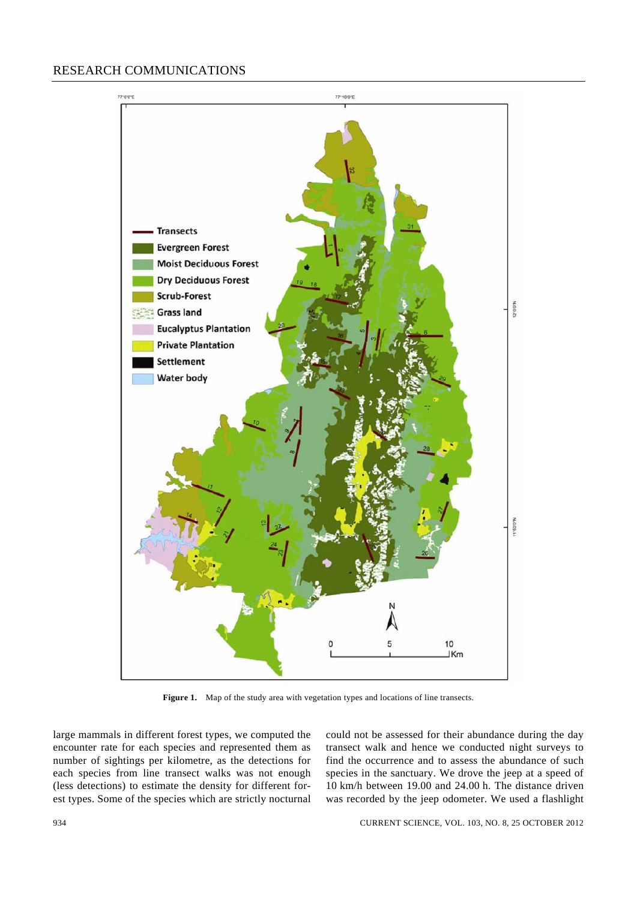**Figure 1.** Map of the study area with vegetation types and locations of line transects.

large mammals in different forest types, we computed the encounter rate for each species and represented them as number of sightings per kilometre, as the detections for each species from line transect walks was not enough (less detections) to estimate the density for different forest types. Some of the species which are strictly nocturnal could not be assessed for their abundance during the day transect walk and hence we conducted night surveys to find the occurrence and to assess the abundance of such species in the sanctuary. We drove the jeep at a speed of 10 km/h between 19.00 and 24.00 h. The distance driven was recorded by the jeep odometer. We used a flashlight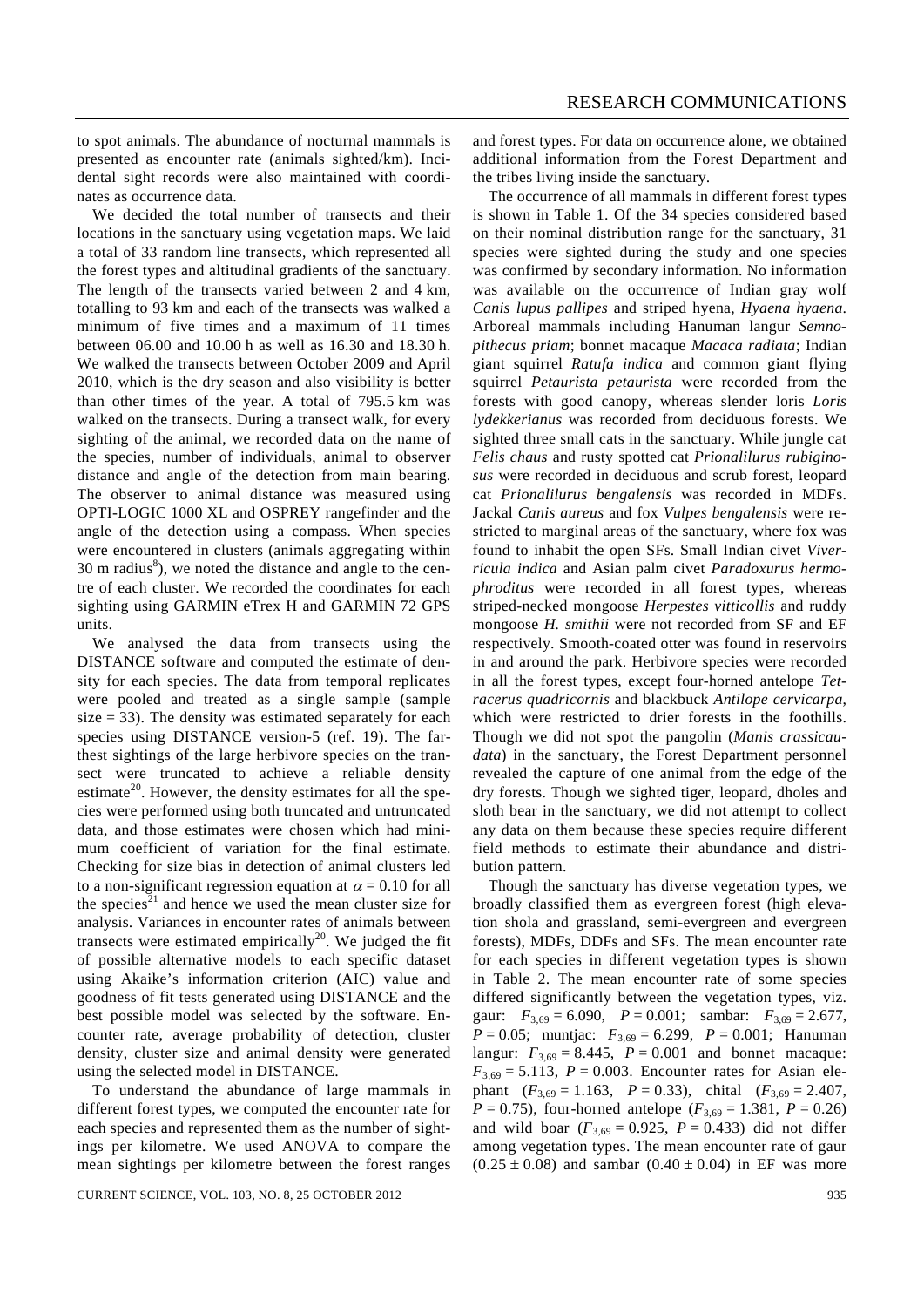to spot animals. The abundance of nocturnal mammals is presented as encounter rate (animals sighted/km). Incidental sight records were also maintained with coordinates as occurrence data.

We decided the total number of transects and their locations in the sanctuary using vegetation maps. We laid a total of 33 random line transects, which represented all the forest types and altitudinal gradients of the sanctuary. The length of the transects varied between 2 and 4 km, totalling to 93 km and each of the transects was walked a minimum of five times and a maximum of 11 times between 06.00 and 10.00 h as well as 16.30 and 18.30 h. We walked the transects between October 2009 and April 2010, which is the dry season and also visibility is better than other times of the year. A total of 795.5 km was walked on the transects. During a transect walk, for every sighting of the animal, we recorded data on the name of the species, number of individuals, animal to observer distance and angle of the detection from main bearing. The observer to animal distance was measured using OPTI-LOGIC 1000 XL and OSPREY rangefinder and the angle of the detection using a compass. When species were encountered in clusters (animals aggregating within 30 m radius[8]), we noted the distance and angle to the centre of each cluster. We recorded the coordinates for each sighting using GARMIN eTrex H and GARMIN 72 GPS units.

We analysed the data from transects using the DISTANCE software and computed the estimate of density for each species. The data from temporal replicates were pooled and treated as a single sample (sample size = 33). The density was estimated separately for each species using DISTANCE version-5 (ref. 19). The farthest sightings of the large herbivore species on the transect were truncated to achieve a reliable density estimate[20]. However, the density estimates for all the species were performed using both truncated and untruncated data, and those estimates were chosen which had minimum coefficient of variation for the final estimate. Checking for size bias in detection of animal clusters led to a non-significant regression equation at $\alpha = 0.10$ for all the species[21] and hence we used the mean cluster size for analysis. Variances in encounter rates of animals between transects were estimated empirically[20]. We judged the fit of possible alternative models to each specific dataset using Akaike's information criterion (AIC) value and goodness of fit tests generated using DISTANCE and the best possible model was selected by the software. Encounter rate, average probability of detection, cluster density, cluster size and animal density were generated using the selected model in DISTANCE.

To understand the abundance of large mammals in different forest types, we computed the encounter rate for each species and represented them as the number of sightings per kilometre. We used ANOVA to compare the mean sightings per kilometre between the forest ranges and forest types. For data on occurrence alone, we obtained additional information from the Forest Department and the tribes living inside the sanctuary.

The occurrence of all mammals in different forest types is shown in Table 1. Of the 34 species considered based on their nominal distribution range for the sanctuary, 31 species were sighted during the study and one species was confirmed by secondary information. No information was available on the occurrence of Indian gray wolf *Canis lupus pallipes* and striped hyena, *Hyaena hyaena*. Arboreal mammals including Hanuman langur *Semnopithecus priam*; bonnet macaque *Macaca radiata*; Indian giant squirrel *Ratufa indica* and common giant flying squirrel *Petaurista petaurista* were recorded from the forests with good canopy, whereas slender loris *Loris lydekkerianus* was recorded from deciduous forests. We sighted three small cats in the sanctuary. While jungle cat *Felis chaus* and rusty spotted cat *Prionalilurus rubiginosus* were recorded in deciduous and scrub forest, leopard cat *Prionalilurus bengalensis* was recorded in MDFs. Jackal *Canis aureus* and fox *Vulpes bengalensis* were restricted to marginal areas of the sanctuary, where fox was found to inhabit the open SFs. Small Indian civet *Viverricula indica* and Asian palm civet *Paradoxurus hermophroditus* were recorded in all forest types, whereas striped-necked mongoose *Herpestes vitticollis* and ruddy mongoose *H. smithii* were not recorded from SF and EF respectively. Smooth-coated otter was found in reservoirs in and around the park. Herbivore species were recorded in all the forest types, except four-horned antelope *Tetracerus quadricornis* and blackbuck *Antilope cervicarpa*, which were restricted to drier forests in the foothills. Though we did not spot the pangolin (*Manis crassicaudata*) in the sanctuary, the Forest Department personnel revealed the capture of one animal from the edge of the dry forests. Though we sighted tiger, leopard, dholes and sloth bear in the sanctuary, we did not attempt to collect any data on them because these species require different field methods to estimate their abundance and distribution pattern.

Though the sanctuary has diverse vegetation types, we broadly classified them as evergreen forest (high elevation shola and grassland, semi-evergreen and evergreen forests), MDFs, DDFs and SFs. The mean encounter rate for each species in different vegetation types is shown in Table 2. The mean encounter rate of some species differed significantly between the vegetation types, viz. gaur: $F_{3,69} = 6.090$, $P = 0.001$; sambar: $F_{3,69} = 2.677$, $P = 0.05$; muntjac: $F_{3,69} = 6.299$, $P = 0.001$; Hanuman langur: $F_{3,69} = 8.445$, $P = 0.001$ and bonnet macaque: $F_{3,69} = 5.113$, $P = 0.003$. Encounter rates for Asian elephant ($F_{3,69} = 1.163$, $P = 0.33$), chital ($F_{3,69} = 2.407$, $P = 0.75$), four-horned antelope ($F_{3,69} = 1.381$, $P = 0.26$) and wild boar ($F_{3,69} = 0.925$, $P = 0.433$) did not differ among vegetation types. The mean encounter rate of gaur ($0.25 \pm 0.08$) and sambar ($0.40 \pm 0.04$) in EF was more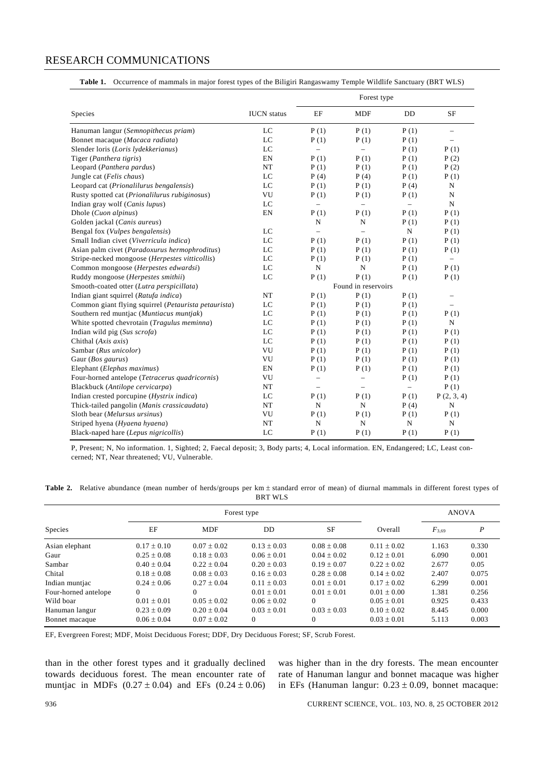**Table 1.** Occurrence of mammals in major forest types of the Biligiri Rangaswamy Temple Wildlife Sanctuary (BRT WLS)

| Species | IUCN status | Forest type | | | |
|---|---|---|---|---|---|
| | | EF | MDF | DD | SF |
| Hanuman langur (*Semnopithecus priam*) | LC | P (1) | P (1) | P (1) | – |
| Bonnet macaque (*Macaca radiata*) | LC | P (1) | P (1) | P (1) | – |
| Slender loris (*Loris lydekkerianus*) | LC | – | – | P (1) | P (1) |
| Tiger (*Panthera tigris*) | EN | P (1) | P (1) | P (1) | P (2) |
| Leopard (*Panthera pardus*) | NT | P (1) | P (1) | P (1) | P (2) |
| Jungle cat (*Felis chaus*) | LC | P (4) | P (4) | P (1) | P (1) |
| Leopard cat (*Prionalilurus bengalensis*) | LC | P (1) | P (1) | P (4) | N |
| Rusty spotted cat (*Prionalilurus rubiginosus*) | VU | P (1) | P (1) | P (1) | N |
| Indian gray wolf (*Canis lupus*) | LC | – | – | – | N |
| Dhole (*Cuon alpinus*) | EN | P (1) | P (1) | P (1) | P (1) |
| Golden jackal (*Canis aureus*) | | N | N | P (1) | P (1) |
| Bengal fox (*Vulpes bengalensis*) | LC | – | – | N | P (1) |
| Small Indian civet (*Viverricula indica*) | LC | – | P (1) | P (1) | P (1) |
| Asian palm civet (*Paradoxurus hermophroditus*) | LC | P (1) | P (1) | P (1) | P (1) |
| Stripe-necked mongoose (*Herpestes vitticollis*) | LC | P (1) | P (1) | P (1) | – |
| Common mongoose (*Herpestes edwardsi*) | LC | N | N | P (1) | P (1) |
| Ruddy mongoose (*Herpestes smithii*) | LC | P (1) | P (1) | P (1) | P (1) |
| Smooth-coated otter (*Lutra perspicillata*) | | | Found in reservoirs | | |
| Indian giant squirrel (*Ratufa indica*) | NT | P (1) | P (1) | P (1) | – |
| Common giant flying squirrel (*Petaurista petaurista*) | LC | P (1) | P (1) | P (1) | – |
| Southern red muntjac (*Muntiacus muntjak*) | LC | P (1) | P (1) | P (1) | P (1) |
| White spotted chevrotain (*Tragulus meminna*) | LC | P (1) | P (1) | P (1) | N |
| Indian wild pig (*Sus scrofa*) | LC | P (1) | P (1) | P (1) | P (1) |
| Chithal (*Axis axis*) | LC | P (1) | P (1) | P (1) | P (1) |
| Sambar (*Rus unicolor*) | VU | P (1) | P (1) | P (1) | P (1) |
| Gaur (*Bos gaurus*) | VU | P (1) | P (1) | P (1) | P (1) |
| Elephant (*Elephas maximus*) | EN | P (1) | P (1) | P (1) | P (1) |
| Four-horned antelope (*Tetracerus quadricornis*) | VU | – | – | P (1) | P (1) |
| Blackbuck (*Antilope cervicarpa*) | NT | – | – | – | P (1) |
| Indian crested porcupine (*Hystrix indica*) | LC | P (1) | P (1) | P (1) | P (2, 3, 4) |
| Thick-tailed pangolin (*Manis crassicaudata*) | NT | N | N | P (4) | N |
| Sloth bear (*Melursus ursinus*) | VU | P (1) | P (1) | P (1) | P (1) |
| Striped hyena (*Hyaena hyaena*) | NT | N | N | N | N |
| Black-naped hare (*Lepus nigricollis*) | LC | P (1) | P (1) | P (1) | P (1) |

P, Present; N, No information. 1, Sighted; 2, Faecal deposit; 3, Body parts; 4, Local information. EN, Endangered; LC, Least concerned; NT, Near threatened; VU, Vulnerable.

**Table 2.** Relative abundance (mean number of herds/groups per km ± standard error of mean) of diurnal mammals in different forest types of BRT WLS

| Species | Forest type | | | | Overall | ANOVA | |
|---|---|---|---|---|---|---|---|
| | EF | MDF | DD | SF | | $F_{3,69}$ | $P$ |
| Asian elephant | 0.17 ± 0.10 | 0.07 ± 0.02 | 0.13 ± 0.03 | 0.08 ± 0.08 | 0.11 ± 0.02 | 1.163 | 0.330 |
| Gaur | 0.25 ± 0.08 | 0.18 ± 0.03 | 0.06 ± 0.01 | 0.04 ± 0.02 | 0.12 ± 0.01 | 6.090 | 0.001 |
| Sambar | 0.40 ± 0.04 | 0.22 ± 0.04 | 0.20 ± 0.03 | 0.19 ± 0.07 | 0.22 ± 0.02 | 2.677 | 0.05 |
| Chital | 0.18 ± 0.08 | 0.08 ± 0.03 | 0.16 ± 0.03 | 0.28 ± 0.08 | 0.14 ± 0.02 | 2.407 | 0.075 |
| Indian muntjac | 0.24 ± 0.06 | 0.27 ± 0.04 | 0.11 ± 0.03 | 0.01 ± 0.01 | 0.17 ± 0.02 | 6.299 | 0.001 |
| Four-horned antelope | 0 | 0 | 0.01 ± 0.01 | 0.01 ± 0.01 | 0.01 ± 0.00 | 1.381 | 0.256 |
| Wild boar | 0.01 ± 0.01 | 0.05 ± 0.02 | 0.06 ± 0.02 | 0 | 0.05 ± 0.01 | 0.925 | 0.433 |
| Hanuman langur | 0.23 ± 0.09 | 0.20 ± 0.04 | 0.03 ± 0.01 | 0.03 ± 0.03 | 0.10 ± 0.02 | 8.445 | 0.000 |
| Bonnet macaque | 0.06 ± 0.04 | 0.07 ± 0.02 | 0 | 0 | 0.03 ± 0.01 | 5.113 | 0.003 |

EF, Evergreen Forest; MDF, Moist Deciduous Forest; DDF, Dry Deciduous Forest; SF, Scrub Forest.

than in the other forest types and it gradually declined towards deciduous forest. The mean encounter rate of muntjac in MDFs (0.27 ± 0.04) and EFs (0.24 ± 0.06) was higher than in the dry forests. The mean encounter rate of Hanuman langur and bonnet macaque was higher in EFs (Hanuman langur: 0.23 ± 0.09, bonnet macaque: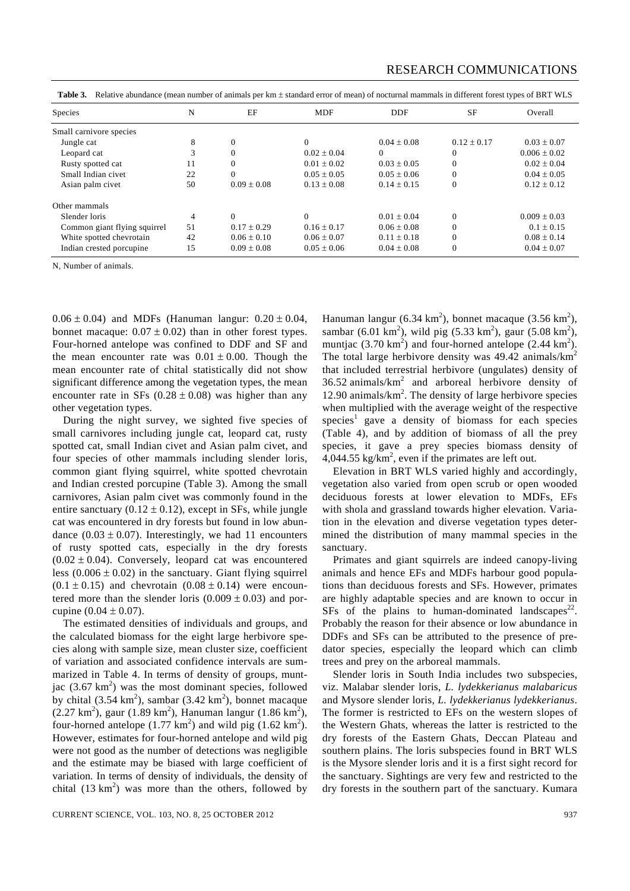**Table 3.** Relative abundance (mean number of animals per km ± standard error of mean) of nocturnal mammals in different forest types of BRT WLS

| Species | N | EF | MDF | DDF | SF | Overall |
|---|---|---|---|---|---|---|
| Small carnivore species | | | | | | |
| Jungle cat | 8 | 0 | 0 | 0.04 ± 0.08 | 0.12 ± 0.17 | 0.03 ± 0.07 |
| Leopard cat | 3 | 0 | 0.02 ± 0.04 | 0 | 0 | 0.006 ± 0.02 |
| Rusty spotted cat | 11 | 0 | 0.01 ± 0.02 | 0.03 ± 0.05 | 0 | 0.02 ± 0.04 |
| Small Indian civet | 22 | 0 | 0.05 ± 0.05 | 0.05 ± 0.06 | 0 | 0.04 ± 0.05 |
| Asian palm civet | 50 | 0.09 ± 0.08 | 0.13 ± 0.08 | 0.14 ± 0.15 | 0 | 0.12 ± 0.12 |
| Other mammals | | | | | | |
| Slender loris | 4 | 0 | 0 | 0.01 ± 0.04 | 0 | 0.009 ± 0.03 |
| Common giant flying squirrel | 51 | 0.17 ± 0.29 | 0.16 ± 0.17 | 0.06 ± 0.08 | 0 | 0.1 ± 0.15 |
| White spotted chevrotain | 42 | 0.06 ± 0.10 | 0.06 ± 0.07 | 0.11 ± 0.18 | 0 | 0.08 ± 0.14 |
| Indian crested porcupine | 15 | 0.09 ± 0.08 | 0.05 ± 0.06 | 0.04 ± 0.08 | 0 | 0.04 ± 0.07 |

N, Number of animals.

0.06 ± 0.04) and MDFs (Hanuman langur: 0.20 ± 0.04, bonnet macaque: 0.07 ± 0.02) than in other forest types. Four-horned antelope was confined to DDF and SF and the mean encounter rate was 0.01 ± 0.00. Though the mean encounter rate of chital statistically did not show significant difference among the vegetation types, the mean encounter rate in SFs (0.28 ± 0.08) was higher than any other vegetation types.

During the night survey, we sighted five species of small carnivores including jungle cat, leopard cat, rusty spotted cat, small Indian civet and Asian palm civet, and four species of other mammals including slender loris, common giant flying squirrel, white spotted chevrotain and Indian crested porcupine (Table 3). Among the small carnivores, Asian palm civet was commonly found in the entire sanctuary (0.12 ± 0.12), except in SFs, while jungle cat was encountered in dry forests but found in low abundance (0.03 ± 0.07). Interestingly, we had 11 encounters of rusty spotted cats, especially in the dry forests (0.02 ± 0.04). Conversely, leopard cat was encountered less (0.006 ± 0.02) in the sanctuary. Giant flying squirrel (0.1 ± 0.15) and chevrotain (0.08 ± 0.14) were encountered more than the slender loris (0.009 ± 0.03) and porcupine (0.04 ± 0.07).

The estimated densities of individuals and groups, and the calculated biomass for the eight large herbivore species along with sample size, mean cluster size, coefficient of variation and associated confidence intervals are summarized in Table 4. In terms of density of groups, muntjac (3.67 $km^2$) was the most dominant species, followed by chital (3.54 $km^2$), sambar (3.42 $km^2$), bonnet macaque (2.27 $km^2$), gaur (1.89 $km^2$), Hanuman langur (1.86 $km^2$), four-horned antelope (1.77 $km^2$) and wild pig (1.62 $km^2$). However, estimates for four-horned antelope and wild pig were not good as the number of detections was negligible and the estimate may be biased with large coefficient of variation. In terms of density of individuals, the density of chital (13 $km^2$) was more than the others, followed by Hanuman langur (6.34 $km^2$), bonnet macaque (3.56 $km^2$), sambar (6.01 $km^2$), wild pig (5.33 $km^2$), gaur (5.08 $km^2$), muntjac (3.70 $km^2$) and four-horned antelope (2.44 $km^2$). The total large herbivore density was 49.42 animals/$km^2$ that included terrestrial herbivore (ungulates) density of 36.52 animals/$km^2$ and arboreal herbivore density of 12.90 animals/$km^2$. The density of large herbivore species when multiplied with the average weight of the respective species[1] gave a density of biomass for each species (Table 4), and by addition of biomass of all the prey species, it gave a prey species biomass density of 4,044.55 kg/$km^2$, even if the primates are left out.

Elevation in BRT WLS varied highly and accordingly, vegetation also varied from open scrub or open wooded deciduous forests at lower elevation to MDFs, EFs with shola and grassland towards higher elevation. Variation in the elevation and diverse vegetation types determined the distribution of many mammal species in the sanctuary.

Primates and giant squirrels are indeed canopy-living animals and hence EFs and MDFs harbour good populations than deciduous forests and SFs. However, primates are highly adaptable species and are known to occur in SFs of the plains to human-dominated landscapes[22]. Probably the reason for their absence or low abundance in DDFs and SFs can be attributed to the presence of predator species, especially the leopard which can climb trees and prey on the arboreal mammals.

Slender loris in South India includes two subspecies, viz. Malabar slender loris, *L. lydekkerianus malabaricus* and Mysore slender loris, *L. lydekkerianus lydekkerianus*. The former is restricted to EFs on the western slopes of the Western Ghats, whereas the latter is restricted to the dry forests of the Eastern Ghats, Deccan Plateau and southern plains. The loris subspecies found in BRT WLS is the Mysore slender loris and it is a first sight record for the sanctuary. Sightings are very few and restricted to the dry forests in the southern part of the sanctuary. Kumara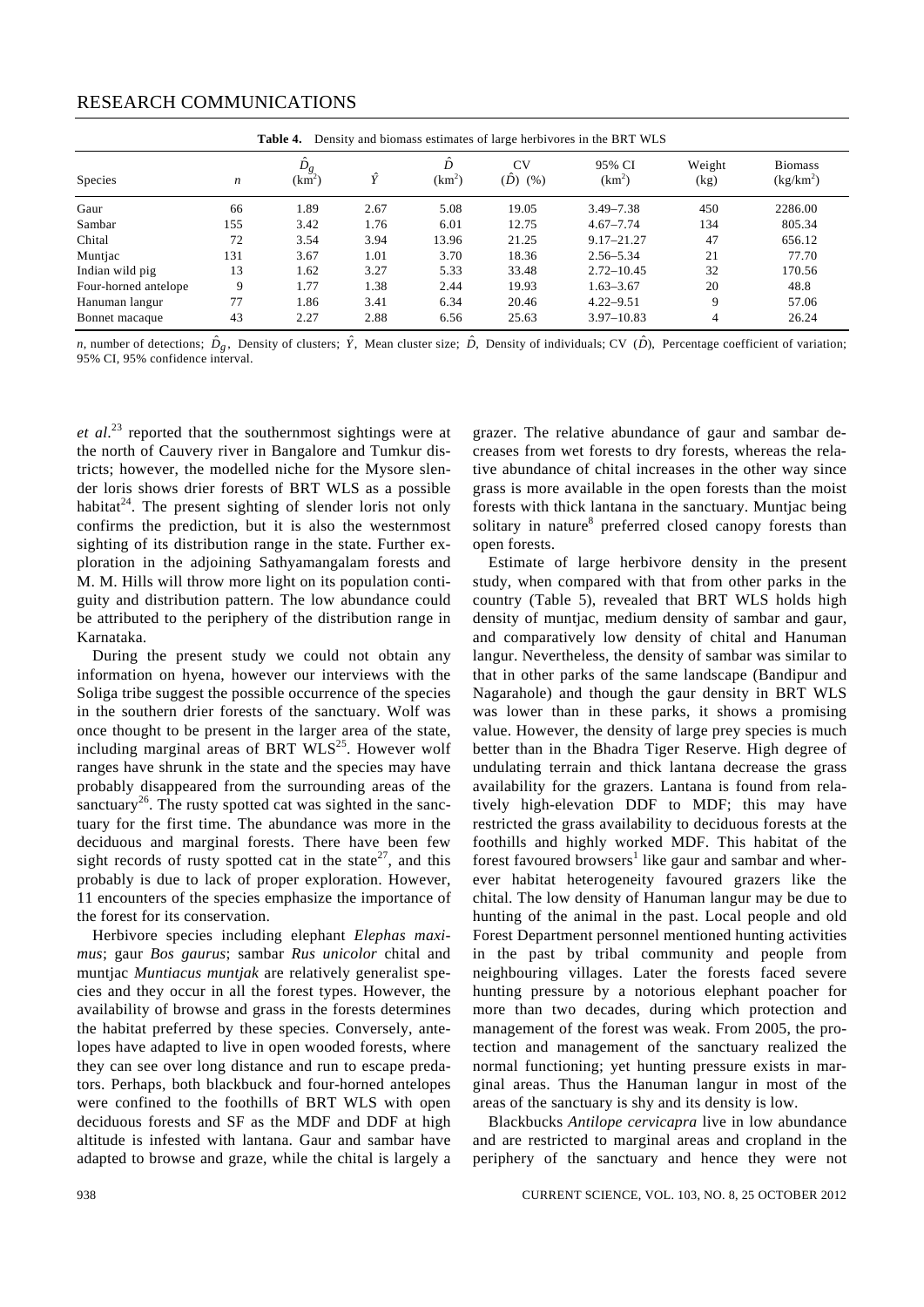**Table 4.** Density and biomass estimates of large herbivores in the BRT WLS

| Species | $n$ | $\hat{D}_g$ (km$^2$) | $\hat{Y}$ | $\hat{D}$ (km$^2$) | CV ($\hat{D}$) (%) | 95% CI (km$^2$) | Weight (kg) | Biomass (kg/km$^2$) |
|---|---|---|---|---|---|---|---|---|
| Gaur | 66 | 1.89 | 2.67 | 5.08 | 19.05 | 3.49–7.38 | 450 | 2286.00 |
| Sambar | 155 | 3.42 | 1.76 | 6.01 | 12.75 | 4.67–7.74 | 134 | 805.34 |
| Chital | 72 | 3.54 | 3.94 | 13.96 | 21.25 | 9.17–21.27 | 47 | 656.12 |
| Muntjac | 131 | 3.67 | 1.01 | 3.70 | 18.36 | 2.56–5.34 | 21 | 77.70 |
| Indian wild pig | 13 | 1.62 | 3.27 | 5.33 | 33.48 | 2.72–10.45 | 32 | 170.56 |
| Four-horned antelope | 9 | 1.77 | 1.38 | 2.44 | 19.93 | 1.63–3.67 | 20 | 48.8 |
| Hanuman langur | 77 | 1.86 | 3.41 | 6.34 | 20.46 | 4.22–9.51 | 9 | 57.06 |
| Bonnet macaque | 43 | 2.27 | 2.88 | 6.56 | 25.63 | 3.97–10.83 | 4 | 26.24 |

$n$, number of detections; $\hat{D}_g$, Density of clusters; $\hat{Y}$, Mean cluster size; $\hat{D}$, Density of individuals; CV ($\hat{D}$), Percentage coefficient of variation; 95% CI, 95% confidence interval.

*et al.*[23] reported that the southernmost sightings were at the north of Cauvery river in Bangalore and Tumkur districts; however, the modelled niche for the Mysore slender loris shows drier forests of BRT WLS as a possible habitat[24]. The present sighting of slender loris not only confirms the prediction, but it is also the westernmost sighting of its distribution range in the state. Further exploration in the adjoining Sathyamangalam forests and M. M. Hills will throw more light on its population contiguity and distribution pattern. The low abundance could be attributed to the periphery of the distribution range in Karnataka.

During the present study we could not obtain any information on hyena, however our interviews with the Soliga tribe suggest the possible occurrence of the species in the southern drier forests of the sanctuary. Wolf was once thought to be present in the larger area of the state, including marginal areas of BRT WLS[25]. However wolf ranges have shrunk in the state and the species may have probably disappeared from the surrounding areas of the sanctuary[26]. The rusty spotted cat was sighted in the sanctuary for the first time. The abundance was more in the deciduous and marginal forests. There have been few sight records of rusty spotted cat in the state[27], and this probably is due to lack of proper exploration. However, 11 encounters of the species emphasize the importance of the forest for its conservation.

Herbivore species including elephant *Elephas maximus*; gaur *Bos gaurus*; sambar *Rus unicolor* chital and muntjac *Muntiacus muntjak* are relatively generalist species and they occur in all the forest types. However, the availability of browse and grass in the forests determines the habitat preferred by these species. Conversely, antelopes have adapted to live in open wooded forests, where they can see over long distance and run to escape predators. Perhaps, both blackbuck and four-horned antelopes were confined to the foothills of BRT WLS with open deciduous forests and SF as the MDF and DDF at high altitude is infested with lantana. Gaur and sambar have adapted to browse and graze, while the chital is largely a grazer. The relative abundance of gaur and sambar decreases from wet forests to dry forests, whereas the relative abundance of chital increases in the other way since grass is more available in the open forests than the moist forests with thick lantana in the sanctuary. Muntjac being solitary in nature[8] preferred closed canopy forests than open forests.

Estimate of large herbivore density in the present study, when compared with that from other parks in the country (Table 5), revealed that BRT WLS holds high density of muntjac, medium density of sambar and gaur, and comparatively low density of chital and Hanuman langur. Nevertheless, the density of sambar was similar to that in other parks of the same landscape (Bandipur and Nagarahole) and though the gaur density in BRT WLS was lower than in these parks, it shows a promising value. However, the density of large prey species is much better than in the Bhadra Tiger Reserve. High degree of undulating terrain and thick lantana decrease the grass availability for the grazers. Lantana is found from relatively high-elevation DDF to MDF; this may have restricted the grass availability to deciduous forests at the foothills and highly worked MDF. This habitat of the forest favoured browsers[1] like gaur and sambar and wherever habitat heterogeneity favoured grazers like the chital. The low density of Hanuman langur may be due to hunting of the animal in the past. Local people and old Forest Department personnel mentioned hunting activities in the past by tribal community and people from neighbouring villages. Later the forests faced severe hunting pressure by a notorious elephant poacher for more than two decades, during which protection and management of the forest was weak. From 2005, the protection and management of the sanctuary realized the normal functioning; yet hunting pressure exists in marginal areas. Thus the Hanuman langur in most of the areas of the sanctuary is shy and its density is low.

Blackbucks *Antilope cervicapra* live in low abundance and are restricted to marginal areas and cropland in the periphery of the sanctuary and hence they were not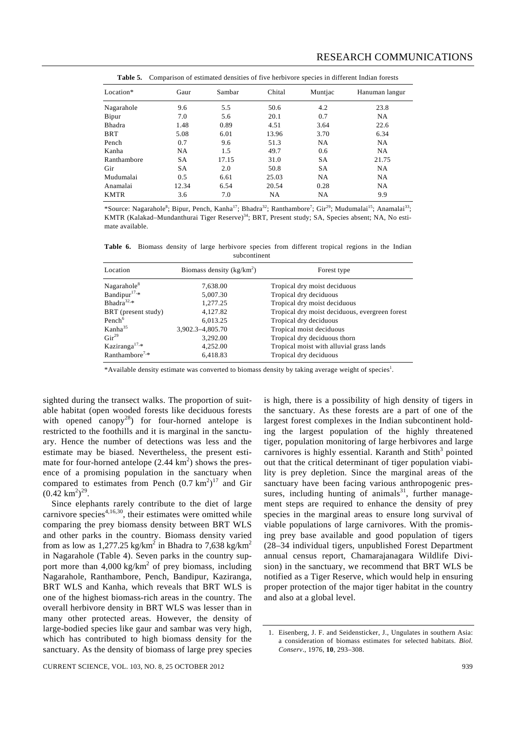**Table 5.** Comparison of estimated densities of five herbivore species in different Indian forests

| Location* | Gaur | Sambar | Chital | Muntjac | Hanuman langur |
|---|---|---|---|---|---|
| Nagarahole | 9.6 | 5.5 | 50.6 | 4.2 | 23.8 |
| Bipur | 7.0 | 5.6 | 20.1 | 0.7 | NA |
| Bhadra | 1.48 | 0.89 | 4.51 | 3.64 | 22.6 |
| BRT | 5.08 | 6.01 | 13.96 | 3.70 | 6.34 |
| Pench | 0.7 | 9.6 | 51.3 | NA | NA |
| Kanha | NA | 1.5 | 49.7 | 0.6 | NA |
| Ranthambore | SA | 17.15 | 31.0 | SA | 21.75 |
| Gir | SA | 2.0 | 50.8 | SA | NA |
| Mudumalai | 0.5 | 6.61 | 25.03 | NA | NA |
| Anamalai | 12.34 | 6.54 | 20.54 | 0.28 | NA |
| KMTR | 3.6 | 7.0 | NA | NA | 9.9 |

*Source: Nagarahole[8]; Bipur, Pench, Kanha[17]; Bhadra[32]; Ranthambore[7]; Gir[29]; Mudumalai[15]; Anamalai[33]; KMTR (Kalakad–Mundanthurai Tiger Reserve)[34]; BRT, Present study; SA, Species absent; NA, No estimate available.

**Table 6.** Biomass density of large herbivore species from different tropical regions in the Indian subcontinent

| Location | Biomass density (kg/km$^2$) | Forest type |
|---|---|---|
| Nagarahole[8] | 7,638.00 | Tropical dry moist deciduous |
| Bandipur[17,]* | 5,007.30 | Tropical dry deciduous |
| Bhadra[32,]* | 1,277.25 | Tropical dry moist deciduous |
| BRT (present study) | 4,127.82 | Tropical dry moist deciduous, evergreen forest |
| Pench[6] | 6,013.25 | Tropical dry deciduous |
| Kanha[35] | 3,902.3–4,805.70 | Tropical moist deciduous |
| Gir[29] | 3,292.00 | Tropical dry deciduous thorn |
| Kaziranga[17,]* | 4,252.00 | Tropical moist with alluvial grass lands |
| Ranthambore[7,]* | 6,418.83 | Tropical dry deciduous |

*Available density estimate was converted to biomass density by taking average weight of species[1].

sighted during the transect walks. The proportion of suitable habitat (open wooded forests like deciduous forests with opened canopy[28]) for four-horned antelope is restricted to the foothills and it is marginal in the sanctuary. Hence the number of detections was less and the estimate may be biased. Nevertheless, the present estimate for four-horned antelope (2.44 km$^2$) shows the presence of a promising population in the sanctuary when compared to estimates from Pench (0.7 km$^2$)[17] and Gir (0.42 km$^2$)[29].

Since elephants rarely contribute to the diet of large carnivore species[4,16,30], their estimates were omitted while comparing the prey biomass density between BRT WLS and other parks in the country. Biomass density varied from as low as 1,277.25 kg/km$^2$ in Bhadra to 7,638 kg/km$^2$ in Nagarahole (Table 4). Seven parks in the country support more than 4,000 kg/km$^2$ of prey biomass, including Nagarahole, Ranthambore, Pench, Bandipur, Kaziranga, BRT WLS and Kanha, which reveals that BRT WLS is one of the highest biomass-rich areas in the country. The overall herbivore density in BRT WLS was lesser than in many other protected areas. However, the density of large-bodied species like gaur and sambar was very high, which has contributed to high biomass density for the sanctuary. As the density of biomass of large prey species is high, there is a possibility of high density of tigers in the sanctuary. As these forests are a part of one of the largest forest complexes in the Indian subcontinent holding the largest population of the highly threatened tiger, population monitoring of large herbivores and large carnivores is highly essential. Karanth and Stith[3] pointed out that the critical determinant of tiger population viability is prey depletion. Since the marginal areas of the sanctuary have been facing various anthropogenic pressures, including hunting of animals[31], further management steps are required to enhance the density of prey species in the marginal areas to ensure long survival of viable populations of large carnivores. With the promising prey base available and good population of tigers (28–34 individual tigers, unpublished Forest Department annual census report, Chamarajanagara Wildlife Division) in the sanctuary, we recommend that BRT WLS be notified as a Tiger Reserve, which would help in ensuring proper protection of the major tiger habitat in the country and also at a global level.

1. Eisenberg, J. F. and Seidensticker, J., Ungulates in southern Asia: a consideration of biomass estimates for selected habitats. *Biol. Conserv*., 1976, **10**, 293–308.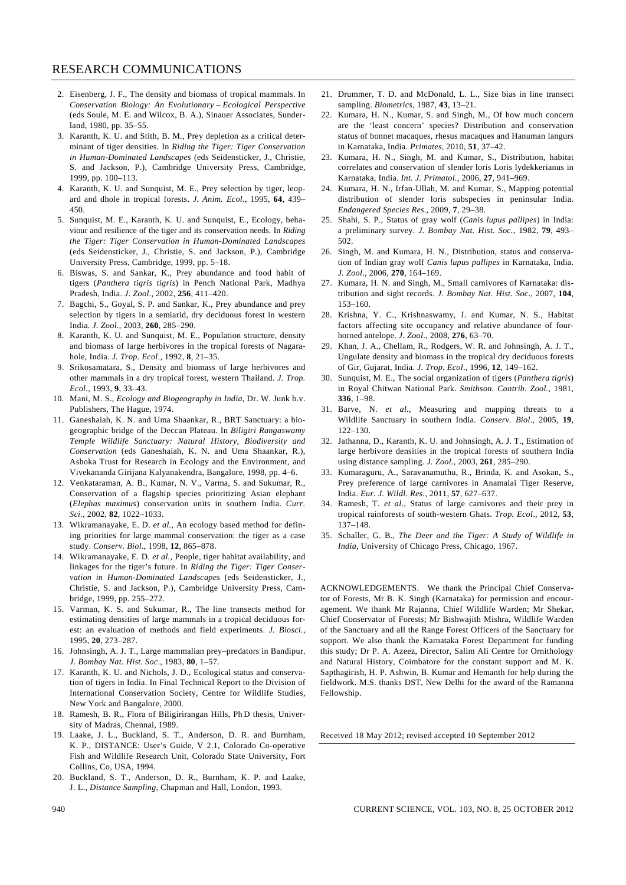2. Eisenberg, J. F., The density and biomass of tropical mammals. In *Conservation Biology: An Evolutionary – Ecological Perspective* (eds Soule, M. E. and Wilcox, B. A.), Sinauer Associates, Sunderland, 1980, pp. 35–55.
3. Karanth, K. U. and Stith, B. M., Prey depletion as a critical determinant of tiger densities. In *Riding the Tiger: Tiger Conservation in Human-Dominated Landscapes* (eds Seidensticker, J., Christie, S. and Jackson, P.), Cambridge University Press, Cambridge, 1999, pp. 100–113.
4. Karanth, K. U. and Sunquist, M. E., Prey selection by tiger, leopard and dhole in tropical forests. *J. Anim. Ecol*., 1995, **64**, 439–450.
5. Sunquist, M. E., Karanth, K. U. and Sunquist, E., Ecology, behaviour and resilience of the tiger and its conservation needs. In *Riding the Tiger: Tiger Conservation in Human-Dominated Landscapes* (eds Seidensticker, J., Christie, S. and Jackson, P.), Cambridge University Press, Cambridge, 1999, pp. 5–18.
6. Biswas, S. and Sankar, K., Prey abundance and food habit of tigers (*Panthera tigris tigris*) in Pench National Park, Madhya Pradesh, India. *J. Zool*., 2002, **256**, 411–420.
7. Bagchi, S., Goyal, S. P. and Sankar, K., Prey abundance and prey selection by tigers in a semiarid, dry deciduous forest in western India. *J. Zool.*, 2003, **260**, 285–290.
8. Karanth, K. U. and Sunquist, M. E., Population structure, density and biomass of large herbivores in the tropical forests of Nagarahole, India. *J. Trop. Ecol*., 1992, **8**, 21–35.
9. Srikosamatara, S., Density and biomass of large herbivores and other mammals in a dry tropical forest, western Thailand. *J. Trop. Ecol.*, 1993, **9**, 33–43.
10. Mani, M. S., *Ecology and Biogeography in India*, Dr. W. Junk b.v. Publishers, The Hague, 1974.
11. Ganeshaiah, K. N. and Uma Shaankar, R., BRT Sanctuary: a biogeographic bridge of the Deccan Plateau. In *Biligiri Rangaswamy Temple Wildlife Sanctuary: Natural History, Biodiversity and Conservation* (eds Ganeshaiah, K. N. and Uma Shaankar, R.), Ashoka Trust for Research in Ecology and the Environment, and Vivekananda Girijana Kalyanakendra, Bangalore, 1998, pp. 4–6.
12. Venkataraman, A. B., Kumar, N. V., Varma, S. and Sukumar, R., Conservation of a flagship species prioritizing Asian elephant (*Elephas maximus*) conservation units in southern India. *Curr. Sci*., 2002, **82**, 1022–1033.
13. Wikramanayake, E. D. *et al.*, An ecology based method for defining priorities for large mammal conservation: the tiger as a case study. *Conserv. Biol*., 1998, **12**, 865–878.
14. Wikramanayake, E. D. *et al.*, People, tiger habitat availability, and linkages for the tiger's future. In *Riding the Tiger: Tiger Conservation in Human-Dominated Landscapes* (eds Seidensticker, J., Christie, S. and Jackson, P.), Cambridge University Press, Cambridge, 1999, pp. 255–272.
15. Varman, K. S. and Sukumar, R., The line transects method for estimating densities of large mammals in a tropical deciduous forest: an evaluation of methods and field experiments. *J. Biosci.*, 1995, **20**, 273–287.
16. Johnsingh, A. J. T., Large mammalian prey–predators in Bandipur. *J. Bombay Nat. Hist. Soc*., 1983, **80**, 1–57.
17. Karanth, K. U. and Nichols, J. D., Ecological status and conservation of tigers in India. In Final Technical Report to the Division of International Conservation Society, Centre for Wildlife Studies, New York and Bangalore, 2000.
18. Ramesh, B. R., Flora of Biligirirangan Hills, Ph D thesis, University of Madras, Chennai, 1989.
19. Laake, J. L., Buckland, S. T., Anderson, D. R. and Burnham, K. P., DISTANCE: User's Guide, V 2.1, Colorado Co-operative Fish and Wildlife Research Unit, Colorado State University, Fort Collins, Co, USA, 1994.
20. Buckland, S. T., Anderson, D. R., Burnham, K. P. and Laake, J. L., *Distance Sampling*, Chapman and Hall, London, 1993.
21. Drummer, T. D. and McDonald, L. L., Size bias in line transect sampling. *Biometrics*, 1987, **43**, 13–21.
22. Kumara, H. N., Kumar, S. and Singh, M., Of how much concern are the 'least concern' species? Distribution and conservation status of bonnet macaques, rhesus macaques and Hanuman langurs in Karnataka, India. *Primates*, 2010, **51**, 37–42.
23. Kumara, H. N., Singh, M. and Kumar, S., Distribution, habitat correlates and conservation of slender loris Loris lydekkerianus in Karnataka, India. *Int. J. Primatol*., 2006, **27**, 941–969.
24. Kumara, H. N., Irfan-Ullah, M. and Kumar, S., Mapping potential distribution of slender loris subspecies in peninsular India. *Endangered Species Res.*, 2009, **7**, 29–38.
25. Shahi, S. P., Status of gray wolf (*Canis lupus pallipes*) in India: a preliminary survey. *J. Bombay Nat. Hist. Soc.*, 1982, **79**, 493–502.
26. Singh, M. and Kumara, H. N., Distribution, status and conservation of Indian gray wolf *Canis lupus pallipes* in Karnataka, India. *J. Zool*., 2006, **270**, 164–169.
27. Kumara, H. N. and Singh, M., Small carnivores of Karnataka: distribution and sight records. *J. Bombay Nat. Hist. Soc*., 2007, **104**, 153–160.
28. Krishna, Y. C., Krishnaswamy, J. and Kumar, N. S., Habitat factors affecting site occupancy and relative abundance of fourhorned antelope. *J. Zool*., 2008, **276**, 63–70.
29. Khan, J. A., Chellam, R., Rodgers, W. R. and Johnsingh, A. J. T., Ungulate density and biomass in the tropical dry deciduous forests of Gir, Gujarat, India. *J. Trop. Ecol*., 1996, **12**, 149–162.
30. Sunquist, M. E., The social organization of tigers (*Panthera tigris*) in Royal Chitwan National Park. *Smithson. Contrib. Zool.*, 1981, **336**, 1–98.
31. Barve, N. *et al.*, Measuring and mapping threats to a Wildlife Sanctuary in southern India. *Conserv. Biol*., 2005, **19**, 122–130.
32. Jathanna, D., Karanth, K. U. and Johnsingh, A. J. T., Estimation of large herbivore densities in the tropical forests of southern India using distance sampling. *J. Zool.*, 2003, **261**, 285–290.
33. Kumaraguru, A., Saravanamuthu, R., Brinda, K. and Asokan, S., Prey preference of large carnivores in Anamalai Tiger Reserve, India. *Eur. J. Wildl. Res.*, 2011, **57**, 627–637.
34. Ramesh, T. *et al.*, Status of large carnivores and their prey in tropical rainforests of south-western Ghats. *Trop. Ecol*., 2012, **53**, 137–148.
35. Schaller, G. B., *The Deer and the Tiger: A Study of Wildlife in India*, University of Chicago Press, Chicago, 1967.

ACKNOWLEDGEMENTS. We thank the Principal Chief Conservator of Forests, Mr B. K. Singh (Karnataka) for permission and encouragement. We thank Mr Rajanna, Chief Wildlife Warden; Mr Shekar, Chief Conservator of Forests; Mr Bishwajith Mishra, Wildlife Warden of the Sanctuary and all the Range Forest Officers of the Sanctuary for support. We also thank the Karnataka Forest Department for funding this study; Dr P. A. Azeez, Director, Salim Ali Centre for Ornithology and Natural History, Coimbatore for the constant support and M. K. Sapthagirish, H. P. Ashwin, B. Kumar and Hemanth for help during the fieldwork. M.S. thanks DST, New Delhi for the award of the Ramanna Fellowship.

Received 18 May 2012; revised accepted 10 September 2012